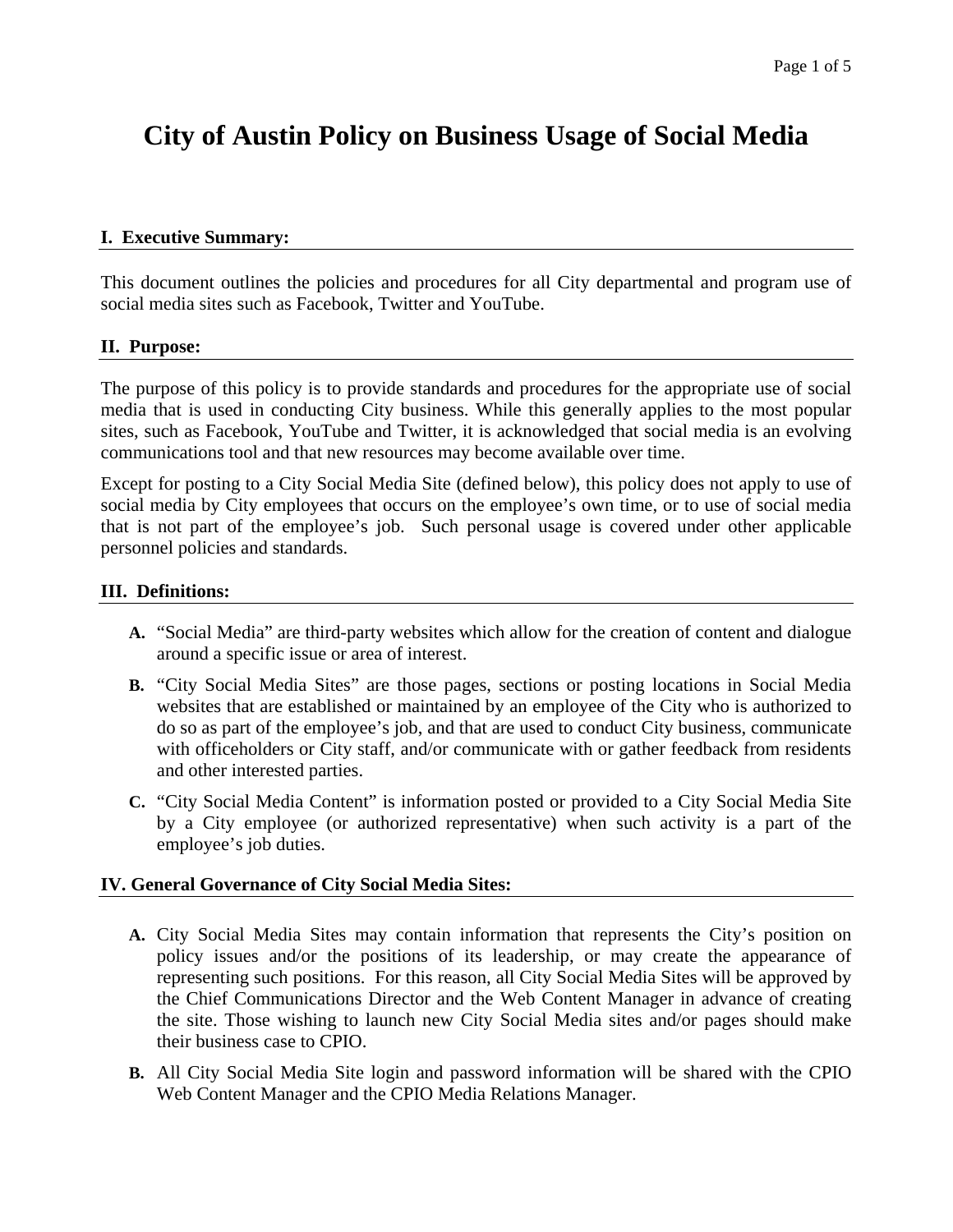# City of Austin Policy on Business Usage of Social Media

## I. Executive Summary:

This document outlines the policies and procedures for all City departmental and program use of social media sites such as Facebook, Twitter and YouTube.

## II. Purpose:

The purpose of this policy is to provide standards and procedures for the appropriate use of social media that is used in conducting City business. While this generally applies to the most popular sites, such as Facebook, YouTube and Twitter, it is acknowledged that social media is an evolving communications tool and that new resources may become available over time.

Except for posting to a City Social Media Site (defined below), this policy does not apply to use of social media by City employees that occurs on the employee's own time, or to use of social media that is not part of the employee's job. Such personal usage is covered under other applicable personnel policies and standards.

## III. Definitions:

- **A.** "Social Media" are third-party websites which allow for the creation of content and dialogue around a specific issue or area of interest.
- **B.** "City Social Media Sites" are those pages, sections or posting locations in Social Media websites that are established or maintained by an employee of the City who is authorized to do so as part of the employee's job, and that are used to conduct City business, communicate with officeholders or City staff, and/or communicate with or gather feedback from residents and other interested parties.
- **C.** "City Social Media Content" is information posted or provided to a City Social Media Site by a City employee (or authorized representative) when such activity is a part of the employee's job duties.

## IV. General Governance of City Social Media Sites:

- **A.** City Social Media Sites may contain information that represents the City's position on policy issues and/or the positions of its leadership, or may create the appearance of representing such positions. For this reason, all City Social Media Sites will be approved by the Chief Communications Director and the Web Content Manager in advance of creating the site. Those wishing to launch new City Social Media sites and/or pages should make their business case to CPIO.
- **B.** All City Social Media Site login and password information will be shared with the CPIO Web Content Manager and the CPIO Media Relations Manager.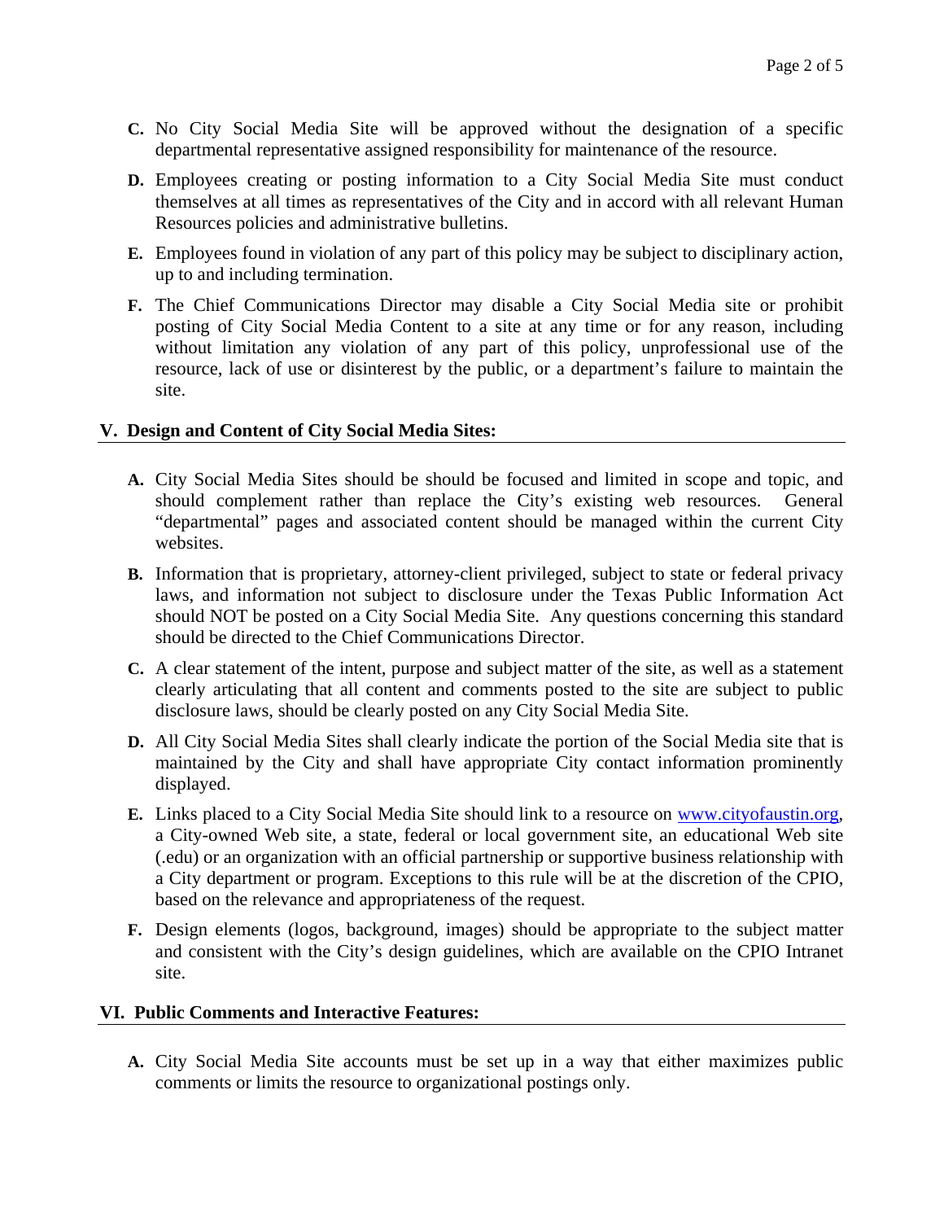**C.** No City Social Media Site will be approved without the designation of a specific departmental representative assigned responsibility for maintenance of the resource.

**D.** Employees creating or posting information to a City Social Media Site must conduct themselves at all times as representatives of the City and in accord with all relevant Human Resources policies and administrative bulletins.

**E.** Employees found in violation of any part of this policy may be subject to disciplinary action, up to and including termination.

**F.** The Chief Communications Director may disable a City Social Media site or prohibit posting of City Social Media Content to a site at any time or for any reason, including without limitation any violation of any part of this policy, unprofessional use of the resource, lack of use or disinterest by the public, or a department's failure to maintain the site.

## V. Design and Content of City Social Media Sites:

**A.** City Social Media Sites should be should be focused and limited in scope and topic, and should complement rather than replace the City's existing web resources. General "departmental" pages and associated content should be managed within the current City websites.

**B.** Information that is proprietary, attorney-client privileged, subject to state or federal privacy laws, and information not subject to disclosure under the Texas Public Information Act should NOT be posted on a City Social Media Site. Any questions concerning this standard should be directed to the Chief Communications Director.

**C.** A clear statement of the intent, purpose and subject matter of the site, as well as a statement clearly articulating that all content and comments posted to the site are subject to public disclosure laws, should be clearly posted on any City Social Media Site.

**D.** All City Social Media Sites shall clearly indicate the portion of the Social Media site that is maintained by the City and shall have appropriate City contact information prominently displayed.

**E.** Links placed to a City Social Media Site should link to a resource on www.cityofaustin.org, a City-owned Web site, a state, federal or local government site, an educational Web site (.edu) or an organization with an official partnership or supportive business relationship with a City department or program. Exceptions to this rule will be at the discretion of the CPIO, based on the relevance and appropriateness of the request.

**F.** Design elements (logos, background, images) should be appropriate to the subject matter and consistent with the City's design guidelines, which are available on the CPIO Intranet site.

## VI. Public Comments and Interactive Features:

**A.** City Social Media Site accounts must be set up in a way that either maximizes public comments or limits the resource to organizational postings only.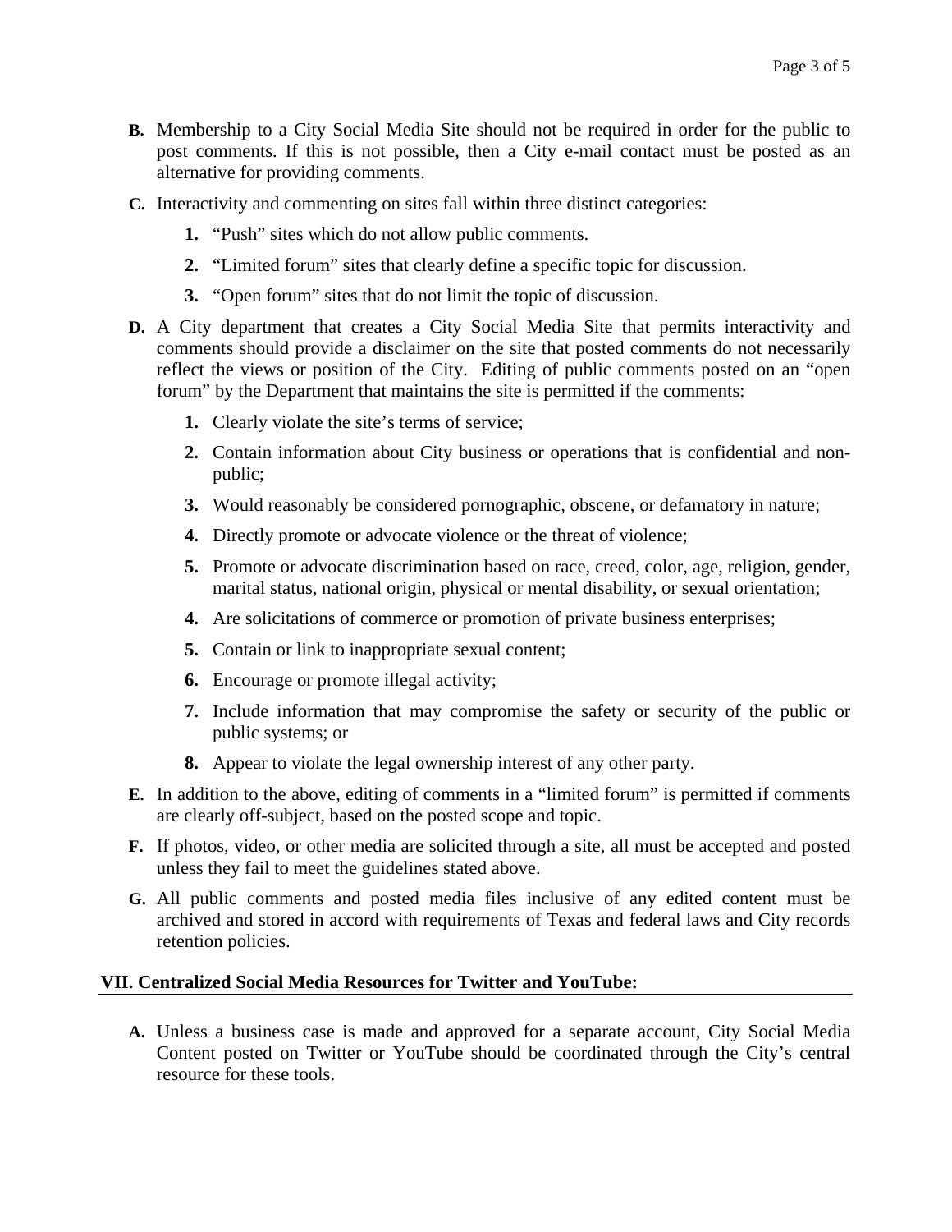**B.** Membership to a City Social Media Site should not be required in order for the public to post comments. If this is not possible, then a City e-mail contact must be posted as an alternative for providing comments.

**C.** Interactivity and commenting on sites fall within three distinct categories:

**1.** "Push" sites which do not allow public comments.

**2.** "Limited forum" sites that clearly define a specific topic for discussion.

**3.** "Open forum" sites that do not limit the topic of discussion.

**D.** A City department that creates a City Social Media Site that permits interactivity and comments should provide a disclaimer on the site that posted comments do not necessarily reflect the views or position of the City. Editing of public comments posted on an "open forum" by the Department that maintains the site is permitted if the comments:

**1.** Clearly violate the site's terms of service;

**2.** Contain information about City business or operations that is confidential and non-public;

**3.** Would reasonably be considered pornographic, obscene, or defamatory in nature;

**4.** Directly promote or advocate violence or the threat of violence;

**5.** Promote or advocate discrimination based on race, creed, color, age, religion, gender, marital status, national origin, physical or mental disability, or sexual orientation;

**4.** Are solicitations of commerce or promotion of private business enterprises;

**5.** Contain or link to inappropriate sexual content;

**6.** Encourage or promote illegal activity;

**7.** Include information that may compromise the safety or security of the public or public systems; or

**8.** Appear to violate the legal ownership interest of any other party.

**E.** In addition to the above, editing of comments in a "limited forum" is permitted if comments are clearly off-subject, based on the posted scope and topic.

**F.** If photos, video, or other media are solicited through a site, all must be accepted and posted unless they fail to meet the guidelines stated above.

**G.** All public comments and posted media files inclusive of any edited content must be archived and stored in accord with requirements of Texas and federal laws and City records retention policies.

## VII. Centralized Social Media Resources for Twitter and YouTube:

**A.** Unless a business case is made and approved for a separate account, City Social Media Content posted on Twitter or YouTube should be coordinated through the City's central resource for these tools.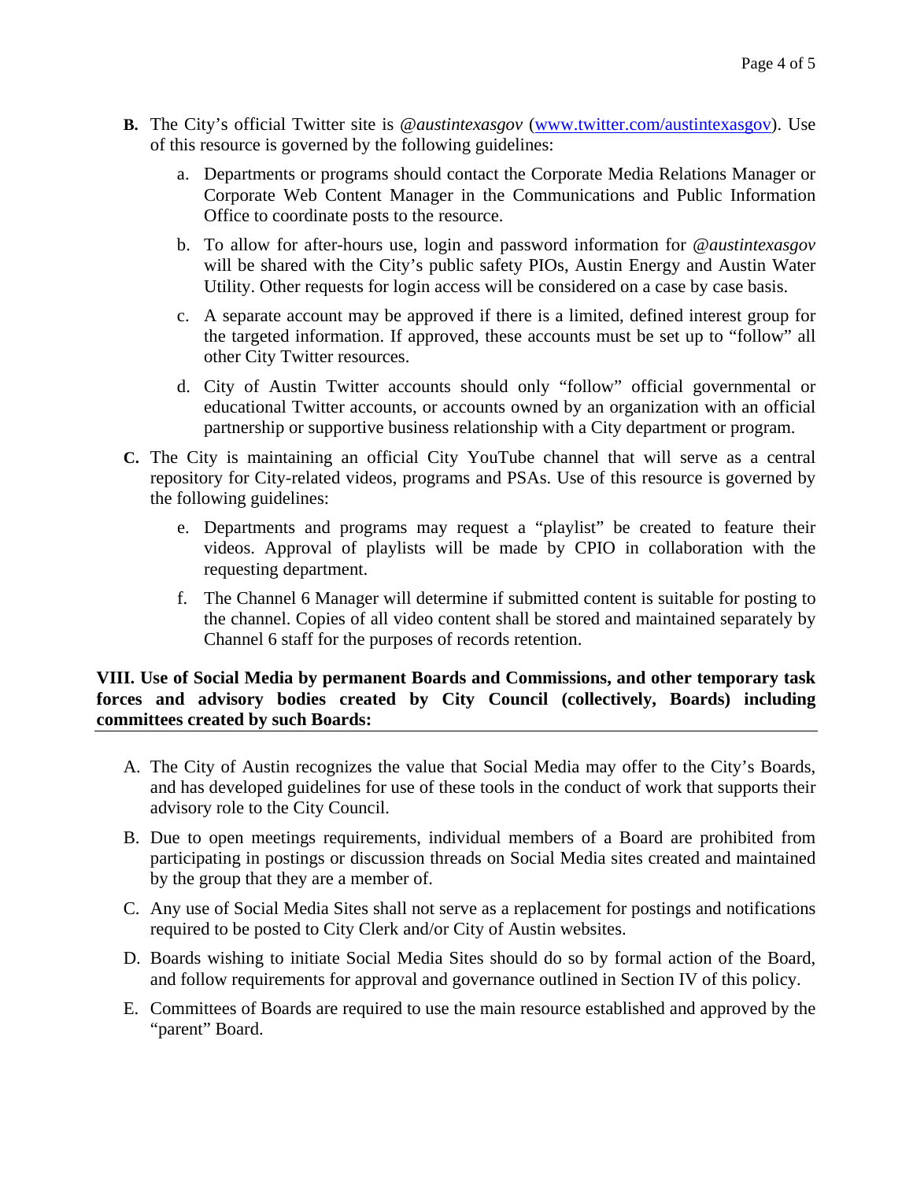**B.** The City's official Twitter site is *@austintexasgov* (www.twitter.com/austintexasgov). Use of this resource is governed by the following guidelines:

a. Departments or programs should contact the Corporate Media Relations Manager or Corporate Web Content Manager in the Communications and Public Information Office to coordinate posts to the resource.

b. To allow for after-hours use, login and password information for *@austintexasgov* will be shared with the City's public safety PIOs, Austin Energy and Austin Water Utility. Other requests for login access will be considered on a case by case basis.

c. A separate account may be approved if there is a limited, defined interest group for the targeted information. If approved, these accounts must be set up to "follow" all other City Twitter resources.

d. City of Austin Twitter accounts should only "follow" official governmental or educational Twitter accounts, or accounts owned by an organization with an official partnership or supportive business relationship with a City department or program.

**C.** The City is maintaining an official City YouTube channel that will serve as a central repository for City-related videos, programs and PSAs. Use of this resource is governed by the following guidelines:

e. Departments and programs may request a "playlist" be created to feature their videos. Approval of playlists will be made by CPIO in collaboration with the requesting department.

f. The Channel 6 Manager will determine if submitted content is suitable for posting to the channel. Copies of all video content shall be stored and maintained separately by Channel 6 staff for the purposes of records retention.

## VIII. Use of Social Media by permanent Boards and Commissions, and other temporary task forces and advisory bodies created by City Council (collectively, Boards) including committees created by such Boards:

A. The City of Austin recognizes the value that Social Media may offer to the City's Boards, and has developed guidelines for use of these tools in the conduct of work that supports their advisory role to the City Council.

B. Due to open meetings requirements, individual members of a Board are prohibited from participating in postings or discussion threads on Social Media sites created and maintained by the group that they are a member of.

C. Any use of Social Media Sites shall not serve as a replacement for postings and notifications required to be posted to City Clerk and/or City of Austin websites.

D. Boards wishing to initiate Social Media Sites should do so by formal action of the Board, and follow requirements for approval and governance outlined in Section IV of this policy.

E. Committees of Boards are required to use the main resource established and approved by the "parent" Board.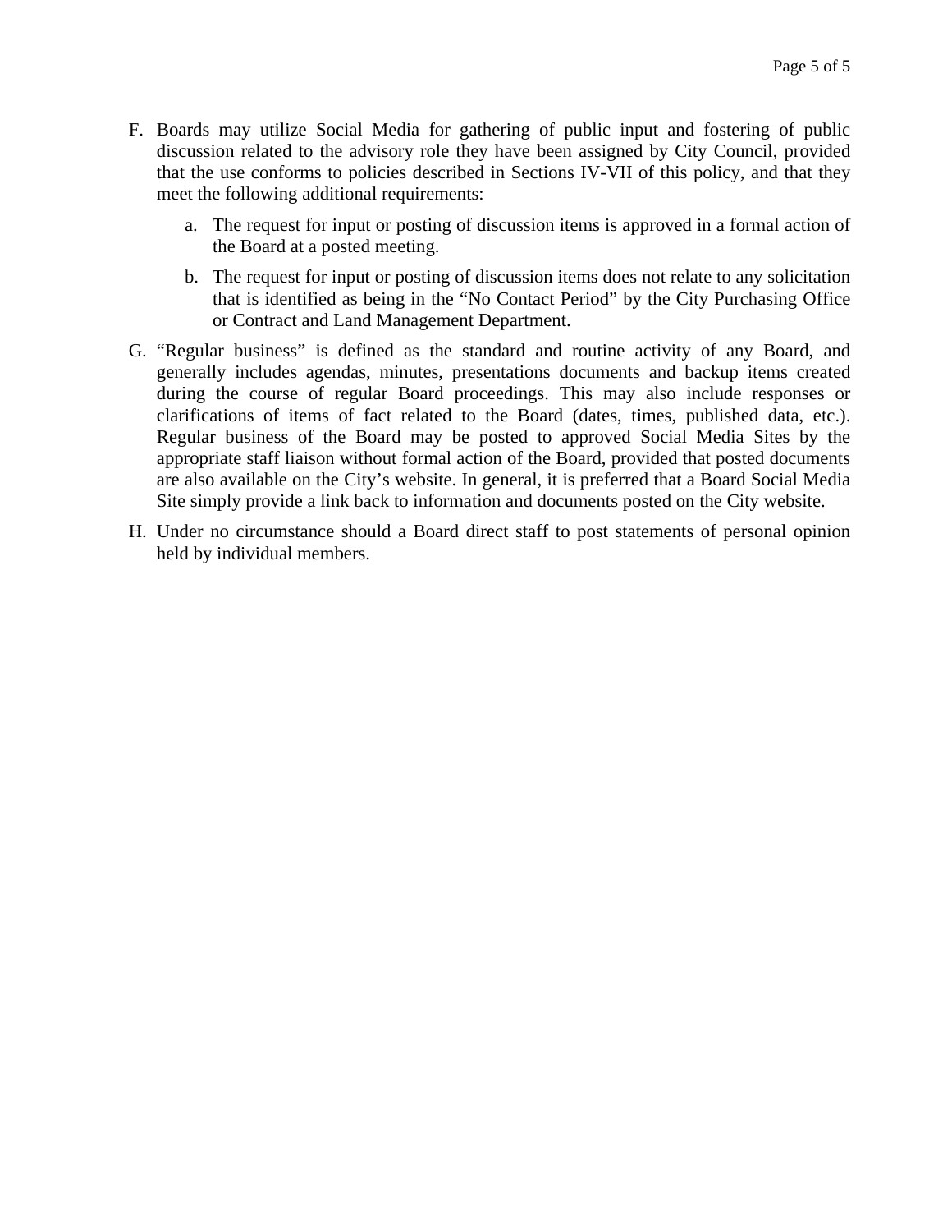F. Boards may utilize Social Media for gathering of public input and fostering of public discussion related to the advisory role they have been assigned by City Council, provided that the use conforms to policies described in Sections IV-VII of this policy, and that they meet the following additional requirements:

   a. The request for input or posting of discussion items is approved in a formal action of the Board at a posted meeting.

   b. The request for input or posting of discussion items does not relate to any solicitation that is identified as being in the "No Contact Period" by the City Purchasing Office or Contract and Land Management Department.

G. "Regular business" is defined as the standard and routine activity of any Board, and generally includes agendas, minutes, presentations documents and backup items created during the course of regular Board proceedings. This may also include responses or clarifications of items of fact related to the Board (dates, times, published data, etc.). Regular business of the Board may be posted to approved Social Media Sites by the appropriate staff liaison without formal action of the Board, provided that posted documents are also available on the City's website. In general, it is preferred that a Board Social Media Site simply provide a link back to information and documents posted on the City website.

H. Under no circumstance should a Board direct staff to post statements of personal opinion held by individual members.